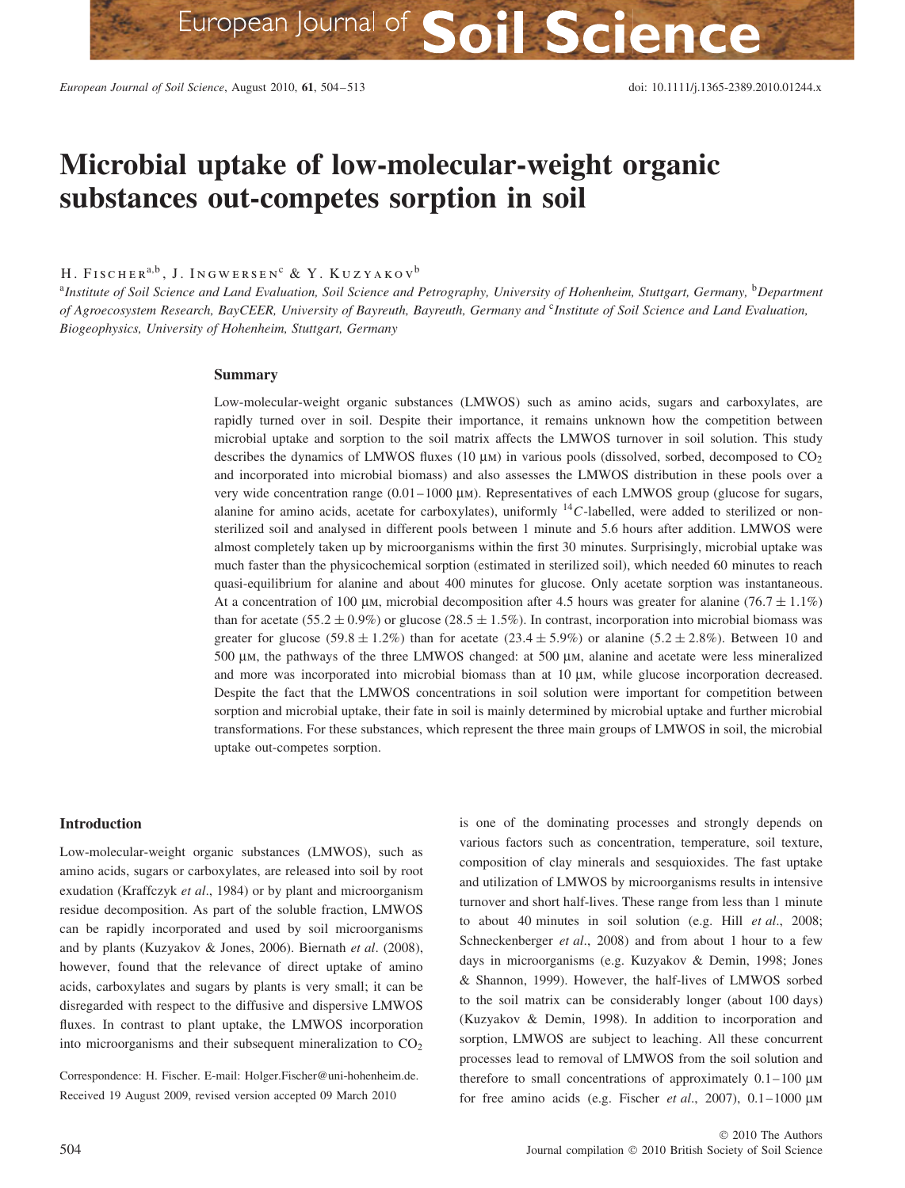# Microbial uptake of low-molecular-weight organic substances out-competes sorption in soil

H. Fischer[a,b], J. Ingwersen[c] & Y. Kuzyakov[b]

[a]Institute of Soil Science and Land Evaluation, Soil Science and Petrography, University of Hohenheim, Stuttgart, Germany, [b]Department of Agroecosystem Research, BayCEER, University of Bayreuth, Bayreuth, Germany and [c]Institute of Soil Science and Land Evaluation, Biogeophysics, University of Hohenheim, Stuttgart, Germany

## Summary

Low-molecular-weight organic substances (LMWOS) such as amino acids, sugars and carboxylates, are rapidly turned over in soil. Despite their importance, it remains unknown how the competition between microbial uptake and sorption to the soil matrix affects the LMWOS turnover in soil solution. This study describes the dynamics of LMWOS fluxes (10 μM) in various pools (dissolved, sorbed, decomposed to $CO_2$ and incorporated into microbial biomass) and also assesses the LMWOS distribution in these pools over a very wide concentration range (0.01–1000 μM). Representatives of each LMWOS group (glucose for sugars, alanine for amino acids, acetate for carboxylates), uniformly $^{14}C$-labelled, were added to sterilized or non-sterilized soil and analysed in different pools between 1 minute and 5.6 hours after addition. LMWOS were almost completely taken up by microorganisms within the first 30 minutes. Surprisingly, microbial uptake was much faster than the physicochemical sorption (estimated in sterilized soil), which needed 60 minutes to reach quasi-equilibrium for alanine and about 400 minutes for glucose. Only acetate sorption was instantaneous. At a concentration of 100 μM, microbial decomposition after 4.5 hours was greater for alanine ($76.7 \pm 1.1\%$) than for acetate ($55.2 \pm 0.9\%$) or glucose ($28.5 \pm 1.5\%$). In contrast, incorporation into microbial biomass was greater for glucose ($59.8 \pm 1.2\%$) than for acetate ($23.4 \pm 5.9\%$) or alanine ($5.2 \pm 2.8\%$). Between 10 and 500 μM, the pathways of the three LMWOS changed: at 500 μM, alanine and acetate were less mineralized and more was incorporated into microbial biomass than at 10 μM, while glucose incorporation decreased. Despite the fact that the LMWOS concentrations in soil solution were important for competition between sorption and microbial uptake, their fate in soil is mainly determined by microbial uptake and further microbial transformations. For these substances, which represent the three main groups of LMWOS in soil, the microbial uptake out-competes sorption.

## Introduction

Low-molecular-weight organic substances (LMWOS), such as amino acids, sugars or carboxylates, are released into soil by root exudation (Kraffczyk *et al*., 1984) or by plant and microorganism residue decomposition. As part of the soluble fraction, LMWOS can be rapidly incorporated and used by soil microorganisms and by plants (Kuzyakov & Jones, 2006). Biernath *et al*. (2008), however, found that the relevance of direct uptake of amino acids, carboxylates and sugars by plants is very small; it can be disregarded with respect to the diffusive and dispersive LMWOS fluxes. In contrast to plant uptake, the LMWOS incorporation into microorganisms and their subsequent mineralization to $CO_2$ is one of the dominating processes and strongly depends on various factors such as concentration, temperature, soil texture, composition of clay minerals and sesquioxides. The fast uptake and utilization of LMWOS by microorganisms results in intensive turnover and short half-lives. These range from less than 1 minute to about 40 minutes in soil solution (e.g. Hill *et al*., 2008; Schneckenberger *et al*., 2008) and from about 1 hour to a few days in microorganisms (e.g. Kuzyakov & Demin, 1998; Jones & Shannon, 1999). However, the half-lives of LMWOS sorbed to the soil matrix can be considerably longer (about 100 days) (Kuzyakov & Demin, 1998). In addition to incorporation and sorption, LMWOS are subject to leaching. All these concurrent processes lead to removal of LMWOS from the soil solution and therefore to small concentrations of approximately 0.1–100 μM for free amino acids (e.g. Fischer *et al*., 2007), 0.1–1000 μM

Correspondence: H. Fischer. E-mail: Holger.Fischer@uni-hohenheim.de. Received 19 August 2009, revised version accepted 09 March 2010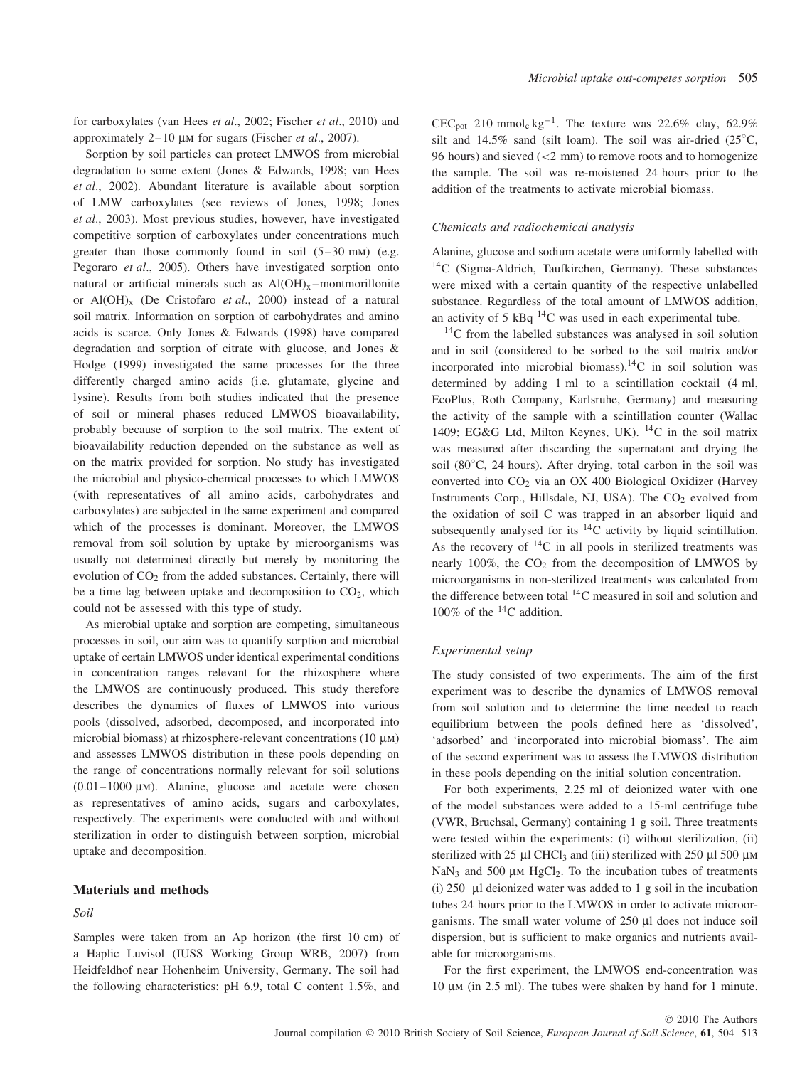for carboxylates (van Hees *et al*., 2002; Fischer *et al*., 2010) and approximately 2–10 μM for sugars (Fischer *et al*., 2007).

Sorption by soil particles can protect LMWOS from microbial degradation to some extent (Jones & Edwards, 1998; van Hees *et al*., 2002). Abundant literature is available about sorption of LMW carboxylates (see reviews of Jones, 1998; Jones *et al*., 2003). Most previous studies, however, have investigated competitive sorption of carboxylates under concentrations much greater than those commonly found in soil (5–30 mM) (e.g. Pegoraro *et al*., 2005). Others have investigated sorption onto natural or artificial minerals such as $Al(OH)_x$–montmorillonite or $Al(OH)_x$ (De Cristofaro *et al*., 2000) instead of a natural soil matrix. Information on sorption of carbohydrates and amino acids is scarce. Only Jones & Edwards (1998) have compared degradation and sorption of citrate with glucose, and Jones & Hodge (1999) investigated the same processes for the three differently charged amino acids (i.e. glutamate, glycine and lysine). Results from both studies indicated that the presence of soil or mineral phases reduced LMWOS bioavailability, probably because of sorption to the soil matrix. The extent of bioavailability reduction depended on the substance as well as on the matrix provided for sorption. No study has investigated the microbial and physico-chemical processes to which LMWOS (with representatives of all amino acids, carbohydrates and carboxylates) are subjected in the same experiment and compared which of the processes is dominant. Moreover, the LMWOS removal from soil solution by uptake by microorganisms was usually not determined directly but merely by monitoring the evolution of $CO_2$ from the added substances. Certainly, there will be a time lag between uptake and decomposition to $CO_2$, which could not be assessed with this type of study.

As microbial uptake and sorption are competing, simultaneous processes in soil, our aim was to quantify sorption and microbial uptake of certain LMWOS under identical experimental conditions in concentration ranges relevant for the rhizosphere where the LMWOS are continuously produced. This study therefore describes the dynamics of fluxes of LMWOS into various pools (dissolved, adsorbed, decomposed, and incorporated into microbial biomass) at rhizosphere-relevant concentrations (10 μM) and assesses LMWOS distribution in these pools depending on the range of concentrations normally relevant for soil solutions (0.01–1000 μM). Alanine, glucose and acetate were chosen as representatives of amino acids, sugars and carboxylates, respectively. The experiments were conducted with and without sterilization in order to distinguish between sorption, microbial uptake and decomposition.

## Materials and methods

### Soil

Samples were taken from an Ap horizon (the first 10 cm) of a Haplic Luvisol (IUSS Working Group WRB, 2007) from Heidfeldhof near Hohenheim University, Germany. The soil had the following characteristics: pH 6.9, total C content 1.5%, and $CEC_{pot}$ 210 $mmol_c\,kg^{-1}$. The texture was 22.6% clay, 62.9% silt and 14.5% sand (silt loam). The soil was air-dried (25°C, 96 hours) and sieved (<2 mm) to remove roots and to homogenize the sample. The soil was re-moistened 24 hours prior to the addition of the treatments to activate microbial biomass.

### Chemicals and radiochemical analysis

Alanine, glucose and sodium acetate were uniformly labelled with $^{14}C$ (Sigma-Aldrich, Taufkirchen, Germany). These substances were mixed with a certain quantity of the respective unlabelled substance. Regardless of the total amount of LMWOS addition, an activity of 5 kBq $^{14}C$ was used in each experimental tube.

$^{14}C$ from the labelled substances was analysed in soil solution and in soil (considered to be sorbed to the soil matrix and/or incorporated into microbial biomass). $^{14}C$ in soil solution was determined by adding 1 ml to a scintillation cocktail (4 ml, EcoPlus, Roth Company, Karlsruhe, Germany) and measuring the activity of the sample with a scintillation counter (Wallac 1409; EG&G Ltd, Milton Keynes, UK). $^{14}C$ in the soil matrix was measured after discarding the supernatant and drying the soil (80°C, 24 hours). After drying, total carbon in the soil was converted into $CO_2$ via an OX 400 Biological Oxidizer (Harvey Instruments Corp., Hillsdale, NJ, USA). The $CO_2$ evolved from the oxidation of soil C was trapped in an absorber liquid and subsequently analysed for its $^{14}C$ activity by liquid scintillation. As the recovery of $^{14}C$ in all pools in sterilized treatments was nearly 100%, the $CO_2$ from the decomposition of LMWOS by microorganisms in non-sterilized treatments was calculated from the difference between total $^{14}C$ measured in soil and solution and 100% of the $^{14}C$ addition.

### Experimental setup

The study consisted of two experiments. The aim of the first experiment was to describe the dynamics of LMWOS removal from soil solution and to determine the time needed to reach equilibrium between the pools defined here as 'dissolved', 'adsorbed' and 'incorporated into microbial biomass'. The aim of the second experiment was to assess the LMWOS distribution in these pools depending on the initial solution concentration.

For both experiments, 2.25 ml of deionized water with one of the model substances were added to a 15-ml centrifuge tube (VWR, Bruchsal, Germany) containing 1 g soil. Three treatments were tested within the experiments: (i) without sterilization, (ii) sterilized with 25 μl $CHCl_3$ and (iii) sterilized with 250 μl 500 μM $NaN_3$ and 500 μM $HgCl_2$. To the incubation tubes of treatments (i) 250 μl deionized water was added to 1 g soil in the incubation tubes 24 hours prior to the LMWOS in order to activate microorganisms. The small water volume of 250 μl does not induce soil dispersion, but is sufficient to make organics and nutrients available for microorganisms.

For the first experiment, the LMWOS end-concentration was 10 μM (in 2.5 ml). The tubes were shaken by hand for 1 minute.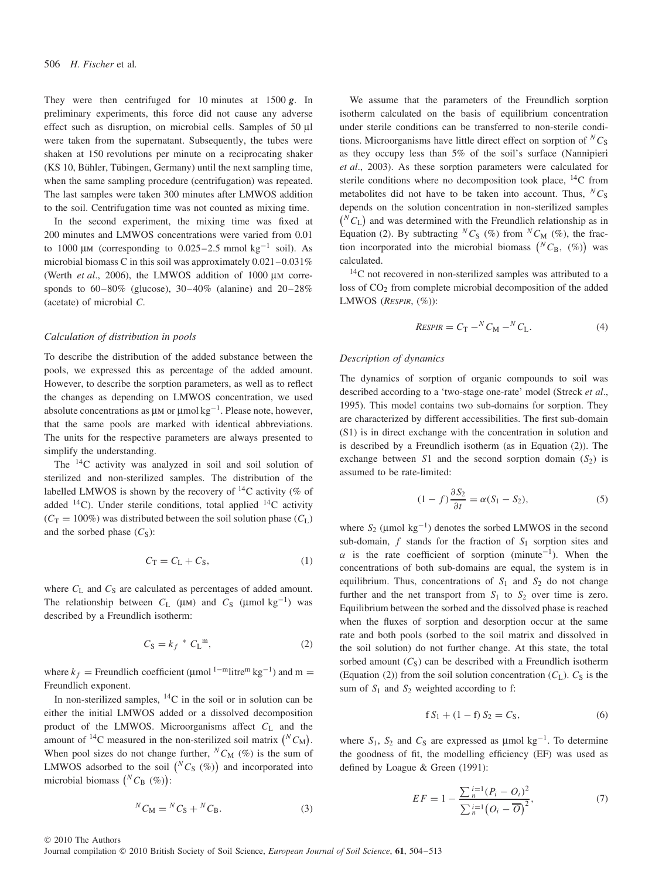They were then centrifuged for 10 minutes at 1500 **g**. In preliminary experiments, this force did not cause any adverse effect such as disruption, on microbial cells. Samples of 50 µl were taken from the supernatant. Subsequently, the tubes were shaken at 150 revolutions per minute on a reciprocating shaker (KS 10, Bühler, Tübingen, Germany) until the next sampling time, when the same sampling procedure (centrifugation) was repeated. The last samples were taken 300 minutes after LMWOS addition to the soil. Centrifugation time was not counted as mixing time.

In the second experiment, the mixing time was fixed at 200 minutes and LMWOS concentrations were varied from 0.01 to 1000 µM (corresponding to 0.025–2.5 mmol kg$^{-1}$ soil). As microbial biomass C in this soil was approximately 0.021–0.031% (Werth *et al*., 2006), the LMWOS addition of 1000 µM corresponds to 60–80% (glucose), 30–40% (alanine) and 20–28% (acetate) of microbial *C*.

### Calculation of distribution in pools

To describe the distribution of the added substance between the pools, we expressed this as percentage of the added amount. However, to describe the sorption parameters, as well as to reflect the changes as depending on LMWOS concentration, we used absolute concentrations as µM or µmol kg$^{-1}$. Please note, however, that the same pools are marked with identical abbreviations. The units for the respective parameters are always presented to simplify the understanding.

The $^{14}C$ activity was analyzed in soil and soil solution of sterilized and non-sterilized samples. The distribution of the labelled LMWOS is shown by the recovery of $^{14}C$ activity (% of added $^{14}C$). Under sterile conditions, total applied $^{14}C$ activity ($C_T = 100\%$) was distributed between the soil solution phase ($C_L$) and the sorbed phase ($C_S$):

$$C_T = C_L + C_S, \tag{1}$$

where $C_L$ and $C_S$ are calculated as percentages of added amount. The relationship between $C_L$ (µM) and $C_S$ (µmol kg$^{-1}$) was described by a Freundlich isotherm:

$$C_S = k_f * C_L{}^m, \tag{2}$$

where $k_f$ = Freundlich coefficient (µmol$^{1-m}$litre$^m$ kg$^{-1}$) and m = Freundlich exponent.

In non-sterilized samples, $^{14}C$ in the soil or in solution can be either the initial LMWOS added or a dissolved decomposition product of the LMWOS. Microorganisms affect $C_L$ and the amount of $^{14}C$ measured in the non-sterilized soil matrix $\left({}^N C_M\right)$. When pool sizes do not change further, ${}^N C_M$ (%) is the sum of LMWOS adsorbed to the soil $\left({}^N C_S\ (\%)\right)$ and incorporated into microbial biomass $\left({}^N C_B\ (\%)\right)$:

$${}^N C_M = {}^N C_S + {}^N C_B. \tag{3}$$

We assume that the parameters of the Freundlich sorption isotherm calculated on the basis of equilibrium concentration under sterile conditions can be transferred to non-sterile conditions. Microorganisms have little direct effect on sorption of ${}^N C_S$ as they occupy less than 5% of the soil's surface (Nannipieri *et al*., 2003). As these sorption parameters were calculated for sterile conditions where no decomposition took place, $^{14}C$ from metabolites did not have to be taken into account. Thus, ${}^N C_S$ depends on the solution concentration in non-sterilized samples $\left({}^N C_L\right)$ and was determined with the Freundlich relationship as in Equation (2). By subtracting ${}^N C_S$ (%) from ${}^N C_M$ (%), the fraction incorporated into the microbial biomass $\left({}^N C_B,\ (\%)\right)$ was calculated.

$^{14}C$ not recovered in non-sterilized samples was attributed to a loss of $CO_2$ from complete microbial decomposition of the added LMWOS (*RESPIR*, (%)):

$$RESPIR = C_T - {}^N C_M - {}^N C_L. \tag{4}$$

### Description of dynamics

The dynamics of sorption of organic compounds to soil was described according to a 'two-stage one-rate' model (Streck *et al*., 1995). This model contains two sub-domains for sorption. They are characterized by different accessibilities. The first sub-domain (S1) is in direct exchange with the concentration in solution and is described by a Freundlich isotherm (as in Equation (2)). The exchange between $S1$ and the second sorption domain ($S_2$) is assumed to be rate-limited:

$$(1 - f)\frac{\partial S_2}{\partial t} = \alpha(S_1 - S_2), \tag{5}$$

where $S_2$ (µmol kg$^{-1}$) denotes the sorbed LMWOS in the second sub-domain, $f$ stands for the fraction of $S_1$ sorption sites and $\alpha$ is the rate coefficient of sorption (minute$^{-1}$). When the concentrations of both sub-domains are equal, the system is in equilibrium. Thus, concentrations of $S_1$ and $S_2$ do not change further and the net transport from $S_1$ to $S_2$ over time is zero. Equilibrium between the sorbed and the dissolved phase is reached when the fluxes of sorption and desorption occur at the same rate and both pools (sorbed to the soil matrix and dissolved in the soil solution) do not further change. At this state, the total sorbed amount ($C_S$) can be described with a Freundlich isotherm (Equation (2)) from the soil solution concentration ($C_L$). $C_S$ is the sum of $S_1$ and $S_2$ weighted according to f:

$$f\,S_1 + (1 - f)\,S_2 = C_S, \tag{6}$$

where $S_1$, $S_2$ and $C_S$ are expressed as µmol kg$^{-1}$. To determine the goodness of fit, the modelling efficiency (EF) was used as defined by Loague & Green (1991):

$$EF = 1 - \frac{\sum_{n}^{i=1}(P_i - O_i)^2}{\sum_{n}^{i=1}\left(O_i - \overline{O}\right)^2}, \tag{7}$$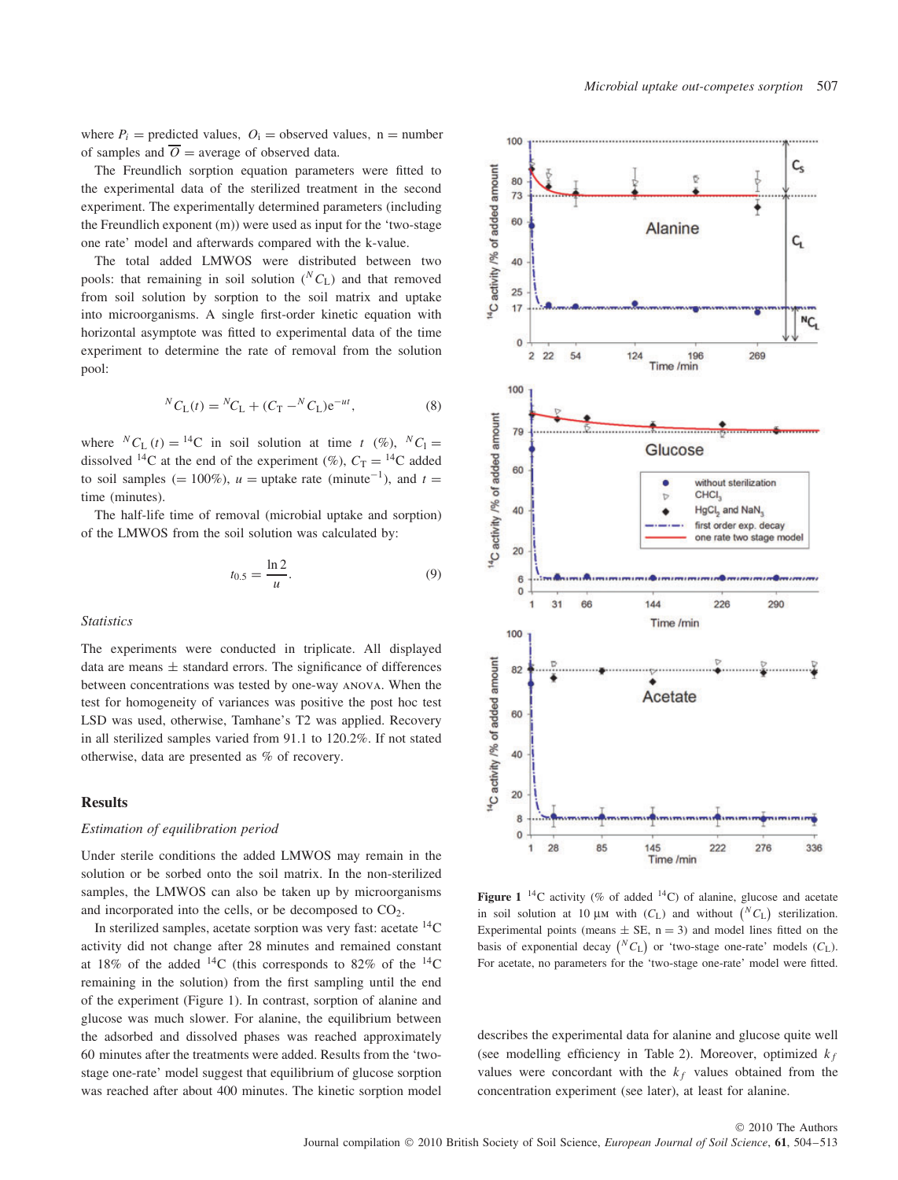where $P_i$ = predicted values, $O_i$ = observed values, n = number of samples and $\overline{O}$ = average of observed data.

The Freundlich sorption equation parameters were fitted to the experimental data of the sterilized treatment in the second experiment. The experimentally determined parameters (including the Freundlich exponent (m)) were used as input for the 'two-stage one rate' model and afterwards compared with the k-value.

The total added LMWOS were distributed between two pools: that remaining in soil solution (${}^{N}C_{L}$) and that removed from soil solution by sorption to the soil matrix and uptake into microorganisms. A single first-order kinetic equation with horizontal asymptote was fitted to experimental data of the time experiment to determine the rate of removal from the solution pool:

$$^{N}C_{L}(t) = {}^{N}C_{L} + (C_{T} - {}^{N}C_{L})e^{-ut}, \tag{8}$$

where ${}^{N}C_{L}(t) = {}^{14}C$ in soil solution at time $t$ (%), ${}^{N}C_{l}$ = dissolved $^{14}C$ at the end of the experiment (%), $C_{T} = {}^{14}C$ added to soil samples (= 100%), $u$ = uptake rate (minute$^{-1}$), and $t$ = time (minutes).

The half-life time of removal (microbial uptake and sorption) of the LMWOS from the soil solution was calculated by:

$$t_{0.5} = \frac{\ln 2}{u}. \tag{9}$$

### Statistics

The experiments were conducted in triplicate. All displayed data are means ± standard errors. The significance of differences between concentrations was tested by one-way ANOVA. When the test for homogeneity of variances was positive the post hoc test LSD was used, otherwise, Tamhane's T2 was applied. Recovery in all sterilized samples varied from 91.1 to 120.2%. If not stated otherwise, data are presented as % of recovery.

## Results

### Estimation of equilibration period

Under sterile conditions the added LMWOS may remain in the solution or be sorbed onto the soil matrix. In the non-sterilized samples, the LMWOS can also be taken up by microorganisms and incorporated into the cells, or be decomposed to $CO_2$.

In sterilized samples, acetate sorption was very fast: acetate $^{14}C$ activity did not change after 28 minutes and remained constant at 18% of the added $^{14}C$ (this corresponds to 82% of the $^{14}C$ remaining in the solution) from the first sampling until the end of the experiment (Figure 1). In contrast, sorption of alanine and glucose was much slower. For alanine, the equilibrium between the adsorbed and dissolved phases was reached approximately 60 minutes after the treatments were added. Results from the 'two-stage one-rate' model suggest that equilibrium of glucose sorption was reached after about 400 minutes. The kinetic sorption model describes the experimental data for alanine and glucose quite well (see modelling efficiency in Table 2). Moreover, optimized $k_f$ values were concordant with the $k_f$ values obtained from the concentration experiment (see later), at least for alanine.

**Figure 1** $^{14}C$ activity (% of added $^{14}C$) of alanine, glucose and acetate in soil solution at 10 µM with ($C_L$) and without (${}^{N}C_{L}$) sterilization. Experimental points (means ± SE, n = 3) and model lines fitted on the basis of exponential decay (${}^{N}C_{L}$) or 'two-stage one-rate' models ($C_L$). For acetate, no parameters for the 'two-stage one-rate' model were fitted.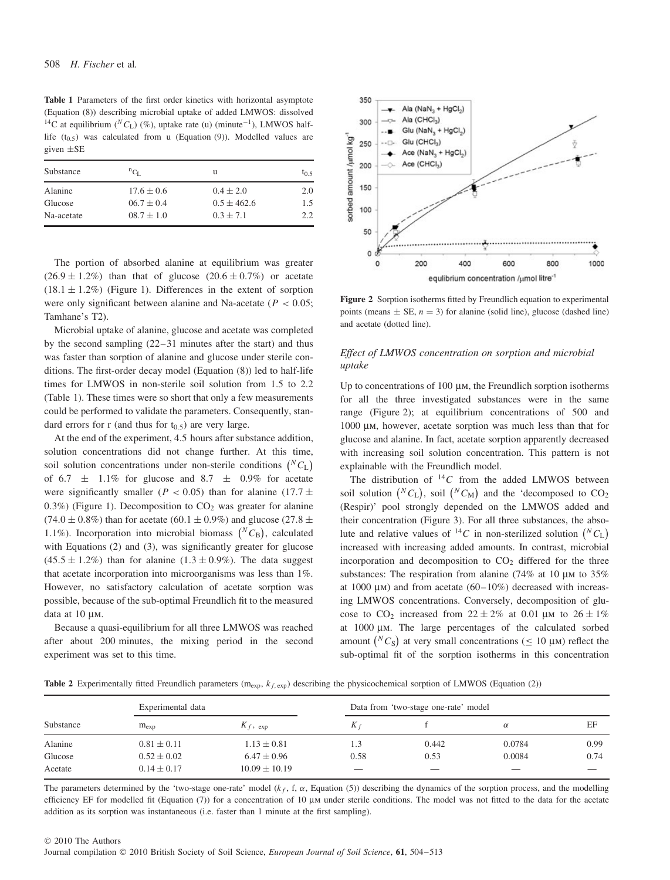**Table 1** Parameters of the first order kinetics with horizontal asymptote (Equation (8)) describing microbial uptake of added LMWOS: dissolved $^{14}C$ at equilibrium ($^{N}C_{L}$) (%), uptake rate (u) (minute$^{-1}$), LMWOS half-life ($t_{0.5}$) was calculated from u (Equation (9)). Modelled values are given ±SE

| Substance | $^{n}C_{L}$ | u | $t_{0.5}$ |
|---|---|---|---|
| Alanine | 17.6 ± 0.6 | 0.4 ± 2.0 | 2.0 |
| Glucose | 06.7 ± 0.4 | 0.5 ± 462.6 | 1.5 |
| Na-acetate | 08.7 ± 1.0 | 0.3 ± 7.1 | 2.2 |

The portion of absorbed alanine at equilibrium was greater (26.9 ± 1.2%) than that of glucose (20.6 ± 0.7%) or acetate (18.1 ± 1.2%) (Figure 1). Differences in the extent of sorption were only significant between alanine and Na-acetate ($P < 0.05$; Tamhane's T2).

Microbial uptake of alanine, glucose and acetate was completed by the second sampling (22–31 minutes after the start) and thus was faster than sorption of alanine and glucose under sterile conditions. The first-order decay model (Equation (8)) led to half-life times for LMWOS in non-sterile soil solution from 1.5 to 2.2 (Table 1). These times were so short that only a few measurements could be performed to validate the parameters. Consequently, standard errors for r (and thus for $t_{0.5}$) are very large.

At the end of the experiment, 4.5 hours after substance addition, solution concentrations did not change further. At this time, soil solution concentrations under non-sterile conditions $\left(^{N}C_{L}\right)$ of 6.7 ± 1.1% for glucose and 8.7 ± 0.9% for acetate were significantly smaller ($P < 0.05$) than for alanine (17.7 ± 0.3%) (Figure 1). Decomposition to $CO_2$ was greater for alanine (74.0 ± 0.8%) than for acetate (60.1 ± 0.9%) and glucose (27.8 ± 1.1%). Incorporation into microbial biomass $\left(^{N}C_{B}\right)$, calculated with Equations (2) and (3), was significantly greater for glucose (45.5 ± 1.2%) than for alanine (1.3 ± 0.9%). The data suggest that acetate incorporation into microorganisms was less than 1%. However, no satisfactory calculation of acetate sorption was possible, because of the sub-optimal Freundlich fit to the measured data at 10 μM.

Because a quasi-equilibrium for all three LMWOS was reached after about 200 minutes, the mixing period in the second experiment was set to this time.

**Figure 2** Sorption isotherms fitted by Freundlich equation to experimental points (means ± SE, $n = 3$) for alanine (solid line), glucose (dashed line) and acetate (dotted line).

### *Effect of LMWOS concentration on sorption and microbial uptake*

Up to concentrations of 100 μM, the Freundlich sorption isotherms for all the three investigated substances were in the same range (Figure 2); at equilibrium concentrations of 500 and 1000 μM, however, acetate sorption was much less than that for glucose and alanine. In fact, acetate sorption apparently decreased with increasing soil solution concentration. This pattern is not explainable with the Freundlich model.

The distribution of $^{14}C$ from the added LMWOS between soil solution $\left(^{N}C_{L}\right)$, soil $\left(^{N}C_{M}\right)$ and the 'decomposed to $CO_2$ (Respir)' pool strongly depended on the LMWOS added and their concentration (Figure 3). For all three substances, the absolute and relative values of $^{14}C$ in non-sterilized solution $\left(^{N}C_{L}\right)$ increased with increasing added amounts. In contrast, microbial incorporation and decomposition to $CO_2$ differed for the three substances: The respiration from alanine (74% at 10 μM to 35% at 1000 μM) and from acetate (60–10%) decreased with increasing LMWOS concentrations. Conversely, decomposition of glucose to $CO_2$ increased from 22 ± 2% at 0.01 μM to 26 ± 1% at 1000 μM. The large percentages of the calculated sorbed amount $\left(^{N}C_{S}\right)$ at very small concentrations (≤ 10 μM) reflect the sub-optimal fit of the sorption isotherms in this concentration

**Table 2** Experimentally fitted Freundlich parameters ($m_{exp}$, $k_{f,\,exp}$) describing the physicochemical sorption of LMWOS (Equation (2))

| Substance | Experimental data | | Data from 'two-stage one-rate' model | | | |
|---|---|---|---|---|---|---|
| | $m_{exp}$ | $K_{f,\ exp}$ | $K_f$ | f | $\alpha$ | EF |
| Alanine | 0.81 ± 0.11 | 1.13 ± 0.81 | 1.3 | 0.442 | 0.0784 | 0.99 |
| Glucose | 0.52 ± 0.02 | 6.47 ± 0.96 | 0.58 | 0.53 | 0.0084 | 0.74 |
| Acetate | 0.14 ± 0.17 | 10.09 ± 10.19 | — | — | — | — |

The parameters determined by the 'two-stage one-rate' model ($k_f$, f, $\alpha$, Equation (5)) describing the dynamics of the sorption process, and the modelling efficiency EF for modelled fit (Equation (7)) for a concentration of 10 μM under sterile conditions. The model was not fitted to the data for the acetate addition as its sorption was instantaneous (i.e. faster than 1 minute at the first sampling).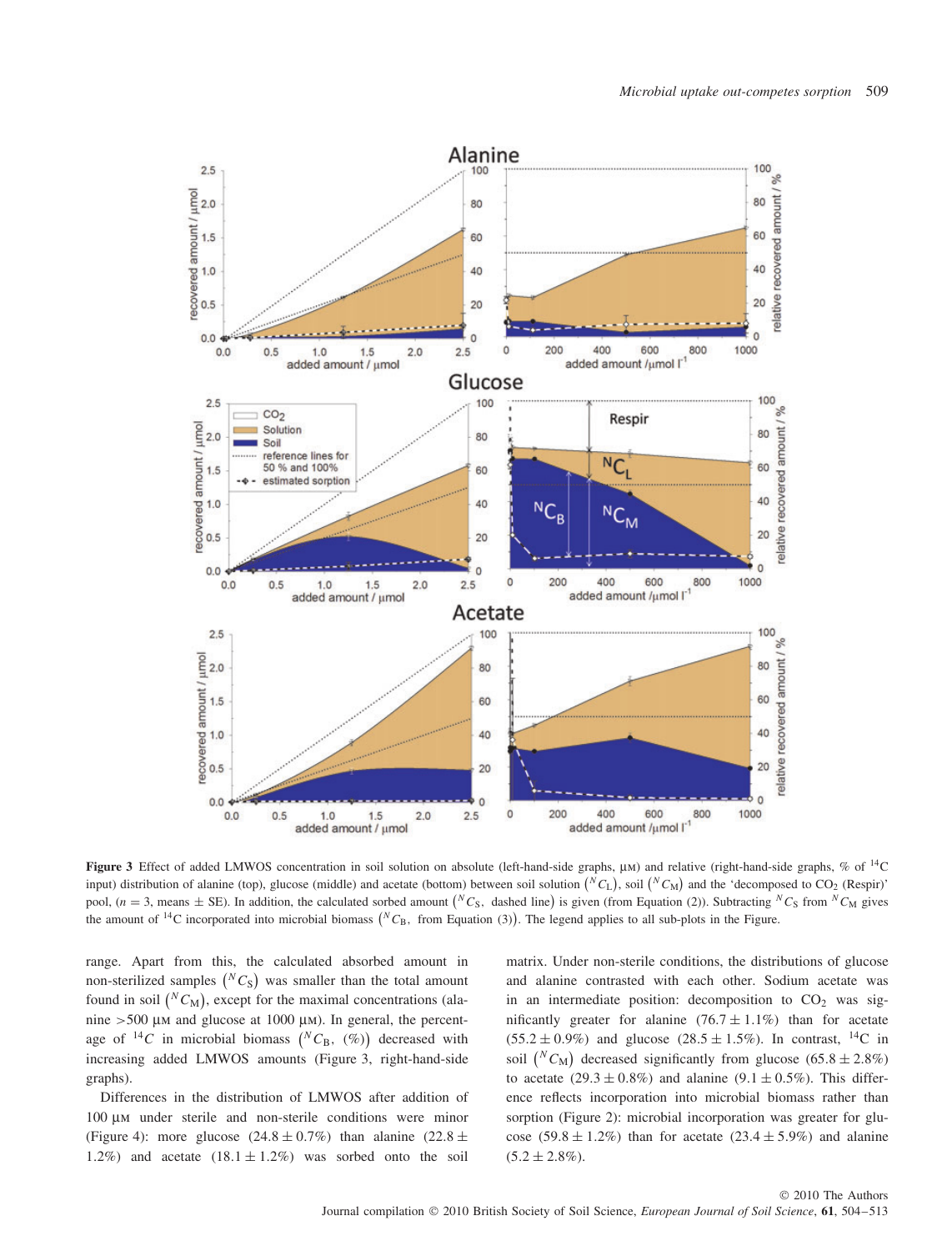**Figure 3** Effect of added LMWOS concentration in soil solution on absolute (left-hand-side graphs, μM) and relative (right-hand-side graphs, % of $^{14}C$ input) distribution of alanine (top), glucose (middle) and acetate (bottom) between soil solution $\left({}^{N}C_{L}\right)$, soil $\left({}^{N}C_{M}\right)$ and the 'decomposed to $CO_2$ (Respir)' pool, ($n = 3$, means ± SE). In addition, the calculated sorbed amount $\left({}^{N}C_{S},\ \text{dashed line}\right)$ is given (from Equation (2)). Subtracting ${}^{N}C_{S}$ from ${}^{N}C_{M}$ gives the amount of $^{14}C$ incorporated into microbial biomass $\left({}^{N}C_{B},\ \text{from Equation (3)}\right)$. The legend applies to all sub-plots in the Figure.

range. Apart from this, the calculated absorbed amount in non-sterilized samples $\left({}^{N}C_{S}\right)$ was smaller than the total amount found in soil $\left({}^{N}C_{M}\right)$, except for the maximal concentrations (alanine >500 μM and glucose at 1000 μM). In general, the percentage of $^{14}C$ in microbial biomass $\left({}^{N}C_{B},\ (\%)\right)$ decreased with increasing added LMWOS amounts (Figure 3, right-hand-side graphs).

Differences in the distribution of LMWOS after addition of 100 μM under sterile and non-sterile conditions were minor (Figure 4): more glucose ($24.8 \pm 0.7\%$) than alanine ($22.8 \pm 1.2\%$) and acetate ($18.1 \pm 1.2\%$) was sorbed onto the soil matrix. Under non-sterile conditions, the distributions of glucose and alanine contrasted with each other. Sodium acetate was in an intermediate position: decomposition to $CO_2$ was significantly greater for alanine ($76.7 \pm 1.1\%$) than for acetate ($55.2 \pm 0.9\%$) and glucose ($28.5 \pm 1.5\%$). In contrast, $^{14}C$ in soil $\left({}^{N}C_{M}\right)$ decreased significantly from glucose ($65.8 \pm 2.8\%$) to acetate ($29.3 \pm 0.8\%$) and alanine ($9.1 \pm 0.5\%$). This difference reflects incorporation into microbial biomass rather than sorption (Figure 2): microbial incorporation was greater for glucose ($59.8 \pm 1.2\%$) than for acetate ($23.4 \pm 5.9\%$) and alanine ($5.2 \pm 2.8\%$).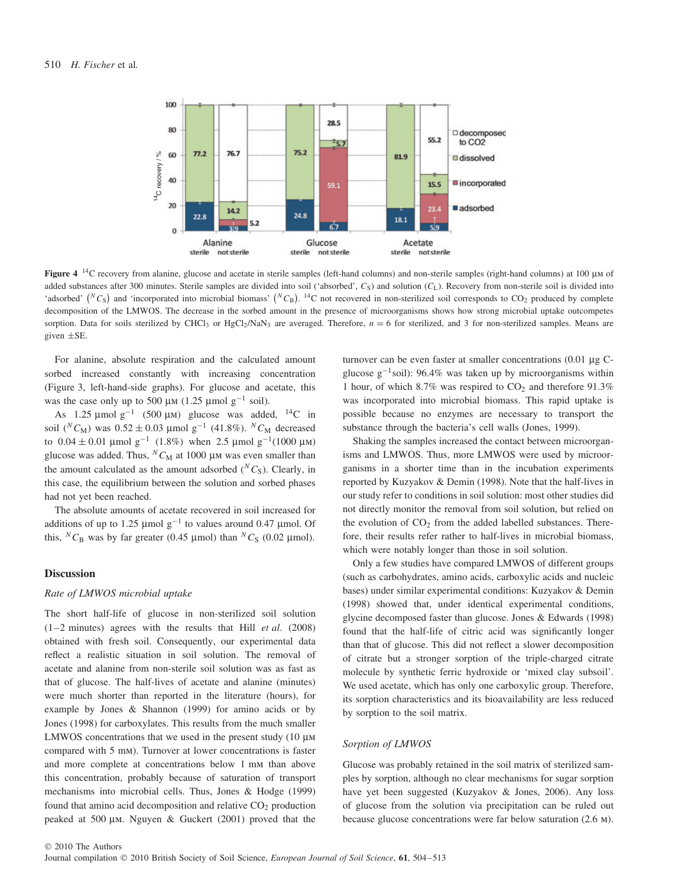Figure 4 $^{14}C$ recovery from alanine, glucose and acetate in sterile samples (left-hand columns) and non-sterile samples (right-hand columns) at 100 µM of added substances after 300 minutes. Sterile samples are divided into soil ('absorbed', $C_S$) and solution ($C_L$). Recovery from non-sterile soil is divided into 'adsorbed' ($^{N}C_S$) and 'incorporated into microbial biomass' ($^{N}C_B$). $^{14}C$ not recovered in non-sterilized soil corresponds to $CO_2$ produced by complete decomposition of the LMWOS. The decrease in the sorbed amount in the presence of microorganisms shows how strong microbial uptake outcompetes sorption. Data for soils sterilized by $CHCl_3$ or $HgCl_2/NaN_3$ are averaged. Therefore, $n = 6$ for sterilized, and 3 for non-sterilized samples. Means are given ±SE.

For alanine, absolute respiration and the calculated amount sorbed increased constantly with increasing concentration (Figure 3, left-hand-side graphs). For glucose and acetate, this was the case only up to 500 µM (1.25 µmol $g^{-1}$ soil).

As 1.25 µmol $g^{-1}$ (500 µM) glucose was added, $^{14}C$ in soil ($^{N}C_M$) was 0.52 ± 0.03 µmol $g^{-1}$ (41.8%). $^{N}C_M$ decreased to 0.04 ± 0.01 µmol $g^{-1}$ (1.8%) when 2.5 µmol $g^{-1}$(1000 µM) glucose was added. Thus, $^{N}C_M$ at 1000 µM was even smaller than the amount calculated as the amount adsorbed ($^{N}C_S$). Clearly, in this case, the equilibrium between the solution and sorbed phases had not yet been reached.

The absolute amounts of acetate recovered in soil increased for additions of up to 1.25 µmol $g^{-1}$ to values around 0.47 µmol. Of this, $^{N}C_B$ was by far greater (0.45 µmol) than $^{N}C_S$ (0.02 µmol).

## Discussion

### *Rate of LMWOS microbial uptake*

The short half-life of glucose in non-sterilized soil solution (1–2 minutes) agrees with the results that Hill *et al*. (2008) obtained with fresh soil. Consequently, our experimental data reflect a realistic situation in soil solution. The removal of acetate and alanine from non-sterile soil solution was as fast as that of glucose. The half-lives of acetate and alanine (minutes) were much shorter than reported in the literature (hours), for example by Jones & Shannon (1999) for amino acids or by Jones (1998) for carboxylates. This results from the much smaller LMWOS concentrations that we used in the present study (10 µM compared with 5 mM). Turnover at lower concentrations is faster and more complete at concentrations below 1 mM than above this concentration, probably because of saturation of transport mechanisms into microbial cells. Thus, Jones & Hodge (1999) found that amino acid decomposition and relative $CO_2$ production peaked at 500 µM. Nguyen & Guckert (2001) proved that the turnover can be even faster at smaller concentrations (0.01 µg C-glucose $g^{-1}$soil): 96.4% was taken up by microorganisms within 1 hour, of which 8.7% was respired to $CO_2$ and therefore 91.3% was incorporated into microbial biomass. This rapid uptake is possible because no enzymes are necessary to transport the substance through the bacteria's cell walls (Jones, 1999).

Shaking the samples increased the contact between microorganisms and LMWOS. Thus, more LMWOS were used by microorganisms in a shorter time than in the incubation experiments reported by Kuzyakov & Demin (1998). Note that the half-lives in our study refer to conditions in soil solution: most other studies did not directly monitor the removal from soil solution, but relied on the evolution of $CO_2$ from the added labelled substances. Therefore, their results refer rather to half-lives in microbial biomass, which were notably longer than those in soil solution.

Only a few studies have compared LMWOS of different groups (such as carbohydrates, amino acids, carboxylic acids and nucleic bases) under similar experimental conditions: Kuzyakov & Demin (1998) showed that, under identical experimental conditions, glycine decomposed faster than glucose. Jones & Edwards (1998) found that the half-life of citric acid was significantly longer than that of glucose. This did not reflect a slower decomposition of citrate but a stronger sorption of the triple-charged citrate molecule by synthetic ferric hydroxide or 'mixed clay subsoil'. We used acetate, which has only one carboxylic group. Therefore, its sorption characteristics and its bioavailability are less reduced by sorption to the soil matrix.

### *Sorption of LMWOS*

Glucose was probably retained in the soil matrix of sterilized samples by sorption, although no clear mechanisms for sugar sorption have yet been suggested (Kuzyakov & Jones, 2006). Any loss of glucose from the solution via precipitation can be ruled out because glucose concentrations were far below saturation (2.6 M).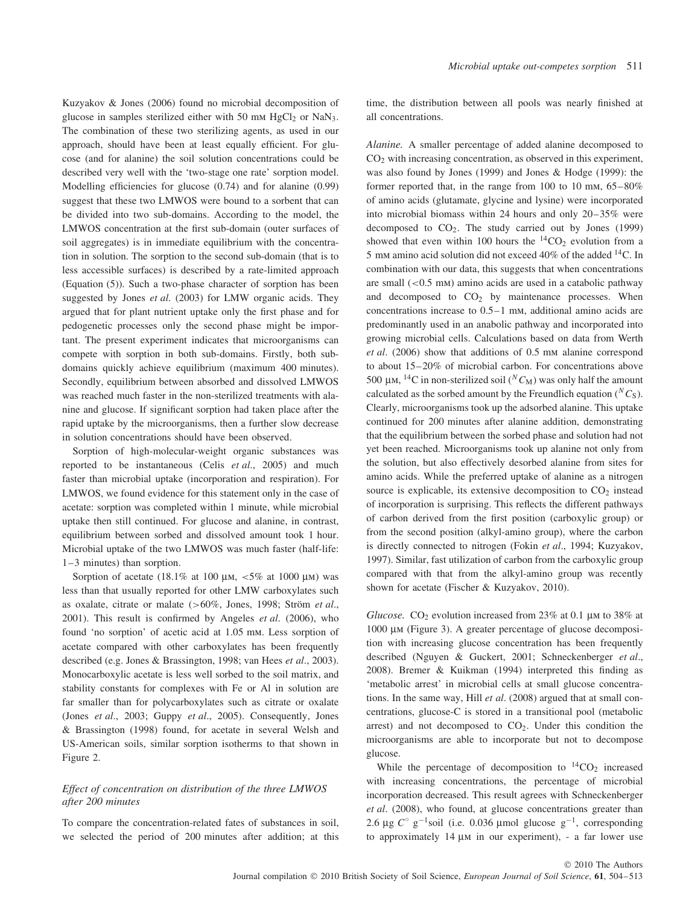Kuzyakov & Jones (2006) found no microbial decomposition of glucose in samples sterilized either with 50 mM $HgCl_2$ or $NaN_3$. The combination of these two sterilizing agents, as used in our approach, should have been at least equally efficient. For glucose (and for alanine) the soil solution concentrations could be described very well with the 'two-stage one rate' sorption model. Modelling efficiencies for glucose (0.74) and for alanine (0.99) suggest that these two LMWOS were bound to a sorbent that can be divided into two sub-domains. According to the model, the LMWOS concentration at the first sub-domain (outer surfaces of soil aggregates) is in immediate equilibrium with the concentration in solution. The sorption to the second sub-domain (that is to less accessible surfaces) is described by a rate-limited approach (Equation (5)). Such a two-phase character of sorption has been suggested by Jones *et al.* (2003) for LMW organic acids. They argued that for plant nutrient uptake only the first phase and for pedogenetic processes only the second phase might be important. The present experiment indicates that microorganisms can compete with sorption in both sub-domains. Firstly, both sub-domains quickly achieve equilibrium (maximum 400 minutes). Secondly, equilibrium between absorbed and dissolved LMWOS was reached much faster in the non-sterilized treatments with alanine and glucose. If significant sorption had taken place after the rapid uptake by the microorganisms, then a further slow decrease in solution concentrations should have been observed.

Sorption of high-molecular-weight organic substances was reported to be instantaneous (Celis *et al.*, 2005) and much faster than microbial uptake (incorporation and respiration). For LMWOS, we found evidence for this statement only in the case of acetate: sorption was completed within 1 minute, while microbial uptake then still continued. For glucose and alanine, in contrast, equilibrium between sorbed and dissolved amount took 1 hour. Microbial uptake of the two LMWOS was much faster (half-life: 1–3 minutes) than sorption.

Sorption of acetate (18.1% at 100 μM, <5% at 1000 μM) was less than that usually reported for other LMW carboxylates such as oxalate, citrate or malate (>60%, Jones, 1998; Ström *et al.*, 2001). This result is confirmed by Angeles *et al.* (2006), who found 'no sorption' of acetic acid at 1.05 mM. Less sorption of acetate compared with other carboxylates has been frequently described (e.g. Jones & Brassington, 1998; van Hees *et al.*, 2003). Monocarboxylic acetate is less well sorbed to the soil matrix, and stability constants for complexes with Fe or Al in solution are far smaller than for polycarboxylates such as citrate or oxalate (Jones *et al.*, 2003; Guppy *et al.*, 2005). Consequently, Jones & Brassington (1998) found, for acetate in several Welsh and US-American soils, similar sorption isotherms to that shown in Figure 2.

### *Effect of concentration on distribution of the three LMWOS after 200 minutes*

To compare the concentration-related fates of substances in soil, we selected the period of 200 minutes after addition; at this time, the distribution between all pools was nearly finished at all concentrations.

*Alanine.* A smaller percentage of added alanine decomposed to $CO_2$ with increasing concentration, as observed in this experiment, was also found by Jones (1999) and Jones & Hodge (1999): the former reported that, in the range from 100 to 10 mM, 65–80% of amino acids (glutamate, glycine and lysine) were incorporated into microbial biomass within 24 hours and only 20–35% were decomposed to $CO_2$. The study carried out by Jones (1999) showed that even within 100 hours the $^{14}CO_2$ evolution from a 5 mM amino acid solution did not exceed 40% of the added $^{14}C$. In combination with our data, this suggests that when concentrations are small (<0.5 mM) amino acids are used in a catabolic pathway and decomposed to $CO_2$ by maintenance processes. When concentrations increase to 0.5–1 mM, additional amino acids are predominantly used in an anabolic pathway and incorporated into growing microbial cells. Calculations based on data from Werth *et al.* (2006) show that additions of 0.5 mM alanine correspond to about 15–20% of microbial carbon. For concentrations above 500 μM, $^{14}C$ in non-sterilized soil ($^{N}C_{M}$) was only half the amount calculated as the sorbed amount by the Freundlich equation ($^{N}C_{S}$). Clearly, microorganisms took up the adsorbed alanine. This uptake continued for 200 minutes after alanine addition, demonstrating that the equilibrium between the sorbed phase and solution had not yet been reached. Microorganisms took up alanine not only from the solution, but also effectively desorbed alanine from sites for amino acids. While the preferred uptake of alanine as a nitrogen source is explicable, its extensive decomposition to $CO_2$ instead of incorporation is surprising. This reflects the different pathways of carbon derived from the first position (carboxylic group) or from the second position (alkyl-amino group), where the carbon is directly connected to nitrogen (Fokin *et al.*, 1994; Kuzyakov, 1997). Similar, fast utilization of carbon from the carboxylic group compared with that from the alkyl-amino group was recently shown for acetate (Fischer & Kuzyakov, 2010).

*Glucose.* $CO_2$ evolution increased from 23% at 0.1 μM to 38% at 1000 μM (Figure 3). A greater percentage of glucose decomposition with increasing glucose concentration has been frequently described (Nguyen & Guckert, 2001; Schneckenberger *et al.*, 2008). Bremer & Kuikman (1994) interpreted this finding as 'metabolic arrest' in microbial cells at small glucose concentrations. In the same way, Hill *et al.* (2008) argued that at small concentrations, glucose-C is stored in a transitional pool (metabolic arrest) and not decomposed to $CO_2$. Under this condition the microorganisms are able to incorporate but not to decompose glucose.

While the percentage of decomposition to $^{14}CO_2$ increased with increasing concentrations, the percentage of microbial incorporation decreased. This result agrees with Schneckenberger *et al.* (2008), who found, at glucose concentrations greater than 2.6 μg $C^{\circ}$ $g^{-1}$soil (i.e. 0.036 μmol glucose $g^{-1}$, corresponding to approximately 14 μM in our experiment), - a far lower use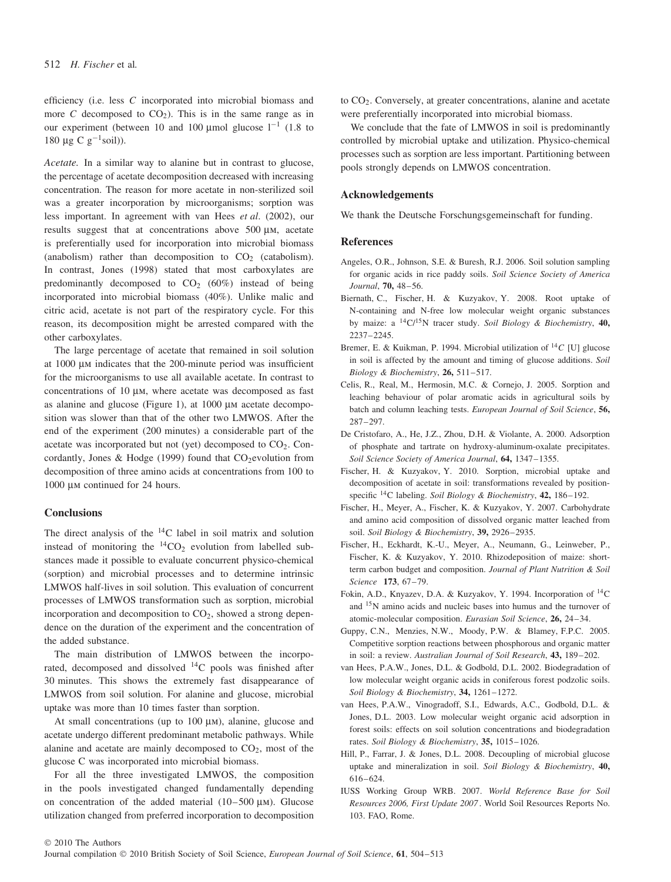efficiency (i.e. less *C* incorporated into microbial biomass and more *C* decomposed to $CO_2$). This is in the same range as in our experiment (between 10 and 100 μmol glucose $l^{-1}$ (1.8 to 180 μg C $g^{-1}$soil)).

*Acetate.* In a similar way to alanine but in contrast to glucose, the percentage of acetate decomposition decreased with increasing concentration. The reason for more acetate in non-sterilized soil was a greater incorporation by microorganisms; sorption was less important. In agreement with van Hees *et al*. (2002), our results suggest that at concentrations above 500 μM, acetate is preferentially used for incorporation into microbial biomass (anabolism) rather than decomposition to $CO_2$ (catabolism). In contrast, Jones (1998) stated that most carboxylates are predominantly decomposed to $CO_2$ (60%) instead of being incorporated into microbial biomass (40%). Unlike malic and citric acid, acetate is not part of the respiratory cycle. For this reason, its decomposition might be arrested compared with the other carboxylates.

The large percentage of acetate that remained in soil solution at 1000 μM indicates that the 200-minute period was insufficient for the microorganisms to use all available acetate. In contrast to concentrations of 10 μM, where acetate was decomposed as fast as alanine and glucose (Figure 1), at 1000 μM acetate decomposition was slower than that of the other two LMWOS. After the end of the experiment (200 minutes) a considerable part of the acetate was incorporated but not (yet) decomposed to $CO_2$. Concordantly, Jones & Hodge (1999) found that $CO_2$evolution from decomposition of three amino acids at concentrations from 100 to 1000 μM continued for 24 hours.

## Conclusions

The direct analysis of the $^{14}C$ label in soil matrix and solution instead of monitoring the $^{14}CO_2$ evolution from labelled substances made it possible to evaluate concurrent physico-chemical (sorption) and microbial processes and to determine intrinsic LMWOS half-lives in soil solution. This evaluation of concurrent processes of LMWOS transformation such as sorption, microbial incorporation and decomposition to $CO_2$, showed a strong dependence on the duration of the experiment and the concentration of the added substance.

The main distribution of LMWOS between the incorporated, decomposed and dissolved $^{14}C$ pools was finished after 30 minutes. This shows the extremely fast disappearance of LMWOS from soil solution. For alanine and glucose, microbial uptake was more than 10 times faster than sorption.

At small concentrations (up to 100 μM), alanine, glucose and acetate undergo different predominant metabolic pathways. While alanine and acetate are mainly decomposed to $CO_2$, most of the glucose C was incorporated into microbial biomass.

For all the three investigated LMWOS, the composition in the pools investigated changed fundamentally depending on concentration of the added material (10–500 μM). Glucose utilization changed from preferred incorporation to decomposition to $CO_2$. Conversely, at greater concentrations, alanine and acetate were preferentially incorporated into microbial biomass.

We conclude that the fate of LMWOS in soil is predominantly controlled by microbial uptake and utilization. Physico-chemical processes such as sorption are less important. Partitioning between pools strongly depends on LMWOS concentration.

## Acknowledgements

We thank the Deutsche Forschungsgemeinschaft for funding.

## References

Angeles, O.R., Johnson, S.E. & Buresh, R.J. 2006. Soil solution sampling for organic acids in rice paddy soils. *Soil Science Society of America Journal*, **70,** 48–56.

Biernath, C., Fischer, H. & Kuzyakov, Y. 2008. Root uptake of N-containing and N-free low molecular weight organic substances by maize: a $^{14}C/^{15}N$ tracer study. *Soil Biology & Biochemistry*, **40,** 2237–2245.

Bremer, E. & Kuikman, P. 1994. Microbial utilization of $^{14}C$ [U] glucose in soil is affected by the amount and timing of glucose additions. *Soil Biology & Biochemistry*, **26,** 511–517.

Celis, R., Real, M., Hermosin, M.C. & Cornejo, J. 2005. Sorption and leaching behaviour of polar aromatic acids in agricultural soils by batch and column leaching tests. *European Journal of Soil Science*, **56,** 287–297.

De Cristofaro, A., He, J.Z., Zhou, D.H. & Violante, A. 2000. Adsorption of phosphate and tartrate on hydroxy-aluminum-oxalate precipitates. *Soil Science Society of America Journal*, **64,** 1347–1355.

Fischer, H. & Kuzyakov, Y. 2010. Sorption, microbial uptake and decomposition of acetate in soil: transformations revealed by position-specific $^{14}C$ labeling. *Soil Biology & Biochemistry*, **42,** 186–192.

Fischer, H., Meyer, A., Fischer, K. & Kuzyakov, Y. 2007. Carbohydrate and amino acid composition of dissolved organic matter leached from soil. *Soil Biology & Biochemistry*, **39,** 2926–2935.

Fischer, H., Eckhardt, K.-U., Meyer, A., Neumann, G., Leinweber, P., Fischer, K. & Kuzyakov, Y. 2010. Rhizodeposition of maize: short-term carbon budget and composition. *Journal of Plant Nutrition & Soil Science* **173**, 67–79.

Fokin, A.D., Knyazev, D.A. & Kuzyakov, Y. 1994. Incorporation of $^{14}C$ and $^{15}N$ amino acids and nucleic bases into humus and the turnover of atomic-molecular composition. *Eurasian Soil Science*, **26,** 24–34.

Guppy, C.N., Menzies, N.W., Moody, P.W. & Blamey, F.P.C. 2005. Competitive sorption reactions between phosphorous and organic matter in soil: a review. *Australian Journal of Soil Research*, **43,** 189–202.

van Hees, P.A.W., Jones, D.L. & Godbold, D.L. 2002. Biodegradation of low molecular weight organic acids in coniferous forest podzolic soils. *Soil Biology & Biochemistry*, **34,** 1261–1272.

van Hees, P.A.W., Vinogradoff, S.I., Edwards, A.C., Godbold, D.L. & Jones, D.L. 2003. Low molecular weight organic acid adsorption in forest soils: effects on soil solution concentrations and biodegradation rates. *Soil Biology & Biochemistry*, **35,** 1015–1026.

Hill, P., Farrar, J. & Jones, D.L. 2008. Decoupling of microbial glucose uptake and mineralization in soil. *Soil Biology & Biochemistry*, **40,** 616–624.

IUSS Working Group WRB. 2007. *World Reference Base for Soil Resources 2006, First Update 2007*. World Soil Resources Reports No. 103. FAO, Rome.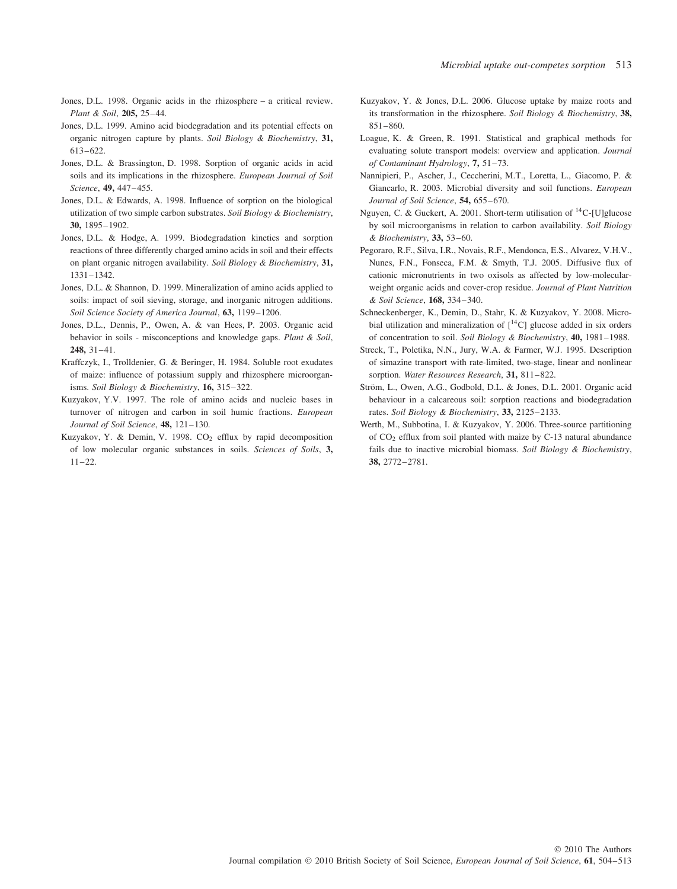Jones, D.L. 1998. Organic acids in the rhizosphere – a critical review. *Plant & Soil*, **205,** 25–44.

Jones, D.L. 1999. Amino acid biodegradation and its potential effects on organic nitrogen capture by plants. *Soil Biology & Biochemistry*, **31,** 613–622.

Jones, D.L. & Brassington, D. 1998. Sorption of organic acids in acid soils and its implications in the rhizosphere. *European Journal of Soil Science*, **49,** 447–455.

Jones, D.L. & Edwards, A. 1998. Influence of sorption on the biological utilization of two simple carbon substrates. *Soil Biology & Biochemistry*, **30,** 1895–1902.

Jones, D.L. & Hodge, A. 1999. Biodegradation kinetics and sorption reactions of three differently charged amino acids in soil and their effects on plant organic nitrogen availability. *Soil Biology & Biochemistry*, **31,** 1331–1342.

Jones, D.L. & Shannon, D. 1999. Mineralization of amino acids applied to soils: impact of soil sieving, storage, and inorganic nitrogen additions. *Soil Science Society of America Journal*, **63,** 1199–1206.

Jones, D.L., Dennis, P., Owen, A. & van Hees, P. 2003. Organic acid behavior in soils - misconceptions and knowledge gaps. *Plant & Soil*, **248,** 31–41.

Kraffczyk, I., Trolldenier, G. & Beringer, H. 1984. Soluble root exudates of maize: influence of potassium supply and rhizosphere microorganisms. *Soil Biology & Biochemistry*, **16,** 315–322.

Kuzyakov, Y.V. 1997. The role of amino acids and nucleic bases in turnover of nitrogen and carbon in soil humic fractions. *European Journal of Soil Science*, **48,** 121–130.

Kuzyakov, Y. & Demin, V. 1998. $CO_2$ efflux by rapid decomposition of low molecular organic substances in soils. *Sciences of Soils*, **3,** 11–22.

Kuzyakov, Y. & Jones, D.L. 2006. Glucose uptake by maize roots and its transformation in the rhizosphere. *Soil Biology & Biochemistry*, **38,** 851–860.

Loague, K. & Green, R. 1991. Statistical and graphical methods for evaluating solute transport models: overview and application. *Journal of Contaminant Hydrology*, **7,** 51–73.

Nannipieri, P., Ascher, J., Ceccherini, M.T., Loretta, L., Giacomo, P. & Giancarlo, R. 2003. Microbial diversity and soil functions. *European Journal of Soil Science*, **54,** 655–670.

Nguyen, C. & Guckert, A. 2001. Short-term utilisation of $^{14}$C-[U]glucose by soil microorganisms in relation to carbon availability. *Soil Biology & Biochemistry*, **33,** 53–60.

Pegoraro, R.F., Silva, I.R., Novais, R.F., Mendonca, E.S., Alvarez, V.H.V., Nunes, F.N., Fonseca, F.M. & Smyth, T.J. 2005. Diffusive flux of cationic micronutrients in two oxisols as affected by low-molecular-weight organic acids and cover-crop residue. *Journal of Plant Nutrition & Soil Science*, **168,** 334–340.

Schneckenberger, K., Demin, D., Stahr, K. & Kuzyakov, Y. 2008. Microbial utilization and mineralization of [$^{14}$C] glucose added in six orders of concentration to soil. *Soil Biology & Biochemistry*, **40,** 1981–1988.

Streck, T., Poletika, N.N., Jury, W.A. & Farmer, W.J. 1995. Description of simazine transport with rate-limited, two-stage, linear and nonlinear sorption. *Water Resources Research*, **31,** 811–822.

Ström, L., Owen, A.G., Godbold, D.L. & Jones, D.L. 2001. Organic acid behaviour in a calcareous soil: sorption reactions and biodegradation rates. *Soil Biology & Biochemistry*, **33,** 2125–2133.

Werth, M., Subbotina, I. & Kuzyakov, Y. 2006. Three-source partitioning of $CO_2$ efflux from soil planted with maize by C-13 natural abundance fails due to inactive microbial biomass. *Soil Biology & Biochemistry*, **38,** 2772–2781.